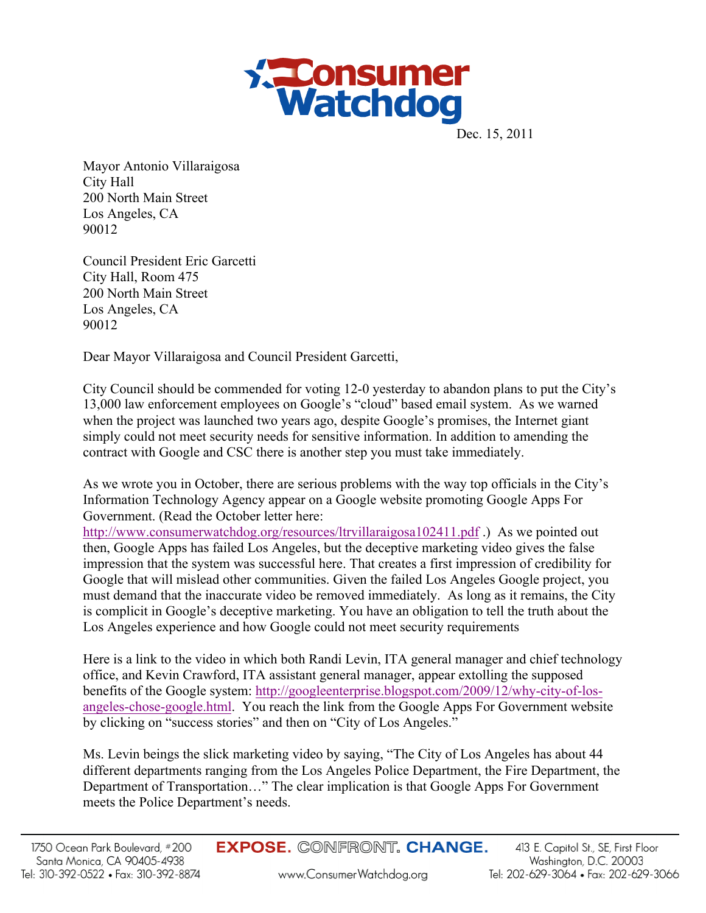Consumer Watchdog

Dec. 15, 2011

Mayor Antonio Villaraigosa
City Hall
200 North Main Street
Los Angeles, CA
90012

Council President Eric Garcetti
City Hall, Room 475
200 North Main Street
Los Angeles, CA
90012

Dear Mayor Villaraigosa and Council President Garcetti,

City Council should be commended for voting 12-0 yesterday to abandon plans to put the City's 13,000 law enforcement employees on Google's "cloud" based email system. As we warned when the project was launched two years ago, despite Google's promises, the Internet giant simply could not meet security needs for sensitive information. In addition to amending the contract with Google and CSC there is another step you must take immediately.

As we wrote you in October, there are serious problems with the way top officials in the City's Information Technology Agency appear on a Google website promoting Google Apps For Government. (Read the October letter here: http://www.consumerwatchdog.org/resources/ltrvillaraigosa102411.pdf .) As we pointed out then, Google Apps has failed Los Angeles, but the deceptive marketing video gives the false impression that the system was successful here. That creates a first impression of credibility for Google that will mislead other communities. Given the failed Los Angeles Google project, you must demand that the inaccurate video be removed immediately. As long as it remains, the City is complicit in Google's deceptive marketing. You have an obligation to tell the truth about the Los Angeles experience and how Google could not meet security requirements

Here is a link to the video in which both Randi Levin, ITA general manager and chief technology office, and Kevin Crawford, ITA assistant general manager, appear extolling the supposed benefits of the Google system: http://googleenterprise.blogspot.com/2009/12/why-city-of-los-angeles-chose-google.html. You reach the link from the Google Apps For Government website by clicking on "success stories" and then on "City of Los Angeles."

Ms. Levin beings the slick marketing video by saying, "The City of Los Angeles has about 44 different departments ranging from the Los Angeles Police Department, the Fire Department, the Department of Transportation…" The clear implication is that Google Apps For Government meets the Police Department's needs.

1750 Ocean Park Boulevard, #200
Santa Monica, CA 90405-4938
Tel: 310-392-0522 • Fax: 310-392-8874

EXPOSE. CONFRONT. CHANGE.
www.ConsumerWatchdog.org

413 E. Capitol St., SE, First Floor
Washington, D.C. 20003
Tel: 202-629-3064 • Fax: 202-629-3066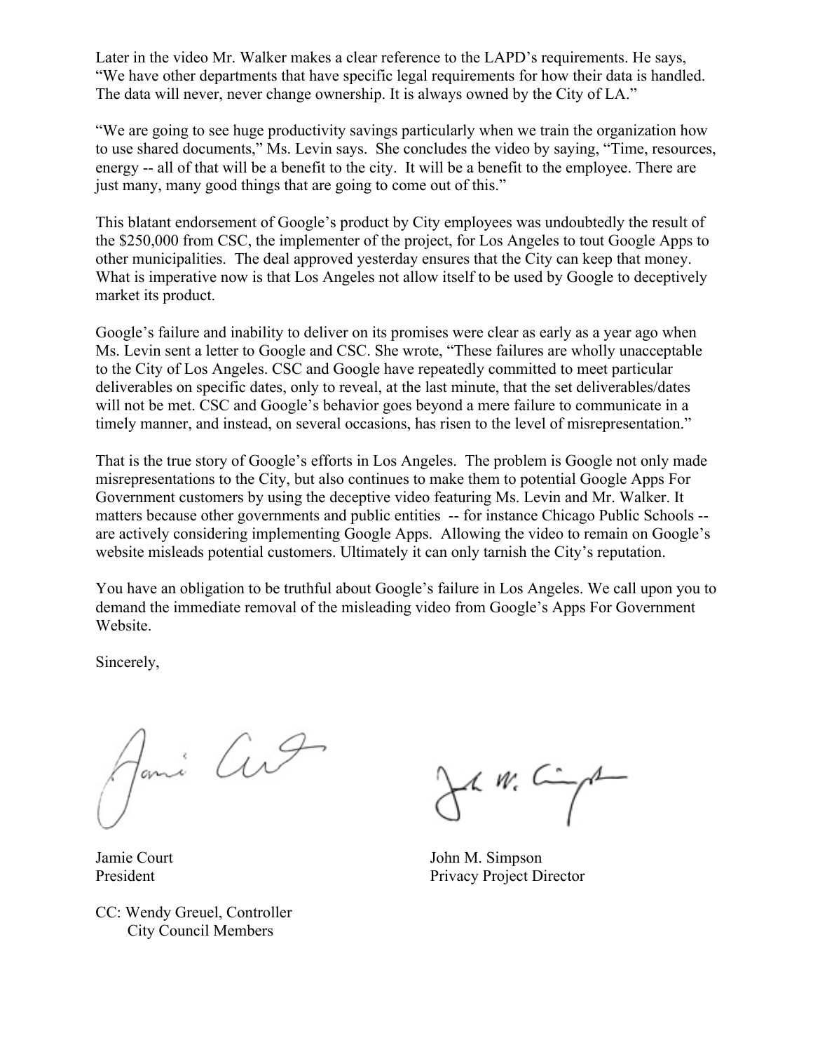Later in the video Mr. Walker makes a clear reference to the LAPD's requirements. He says, "We have other departments that have specific legal requirements for how their data is handled. The data will never, never change ownership. It is always owned by the City of LA."

"We are going to see huge productivity savings particularly when we train the organization how to use shared documents," Ms. Levin says. She concludes the video by saying, "Time, resources, energy -- all of that will be a benefit to the city. It will be a benefit to the employee. There are just many, many good things that are going to come out of this."

This blatant endorsement of Google's product by City employees was undoubtedly the result of the $250,000 from CSC, the implementer of the project, for Los Angeles to tout Google Apps to other municipalities. The deal approved yesterday ensures that the City can keep that money. What is imperative now is that Los Angeles not allow itself to be used by Google to deceptively market its product.

Google's failure and inability to deliver on its promises were clear as early as a year ago when Ms. Levin sent a letter to Google and CSC. She wrote, "These failures are wholly unacceptable to the City of Los Angeles. CSC and Google have repeatedly committed to meet particular deliverables on specific dates, only to reveal, at the last minute, that the set deliverables/dates will not be met. CSC and Google's behavior goes beyond a mere failure to communicate in a timely manner, and instead, on several occasions, has risen to the level of misrepresentation."

That is the true story of Google's efforts in Los Angeles. The problem is Google not only made misrepresentations to the City, but also continues to make them to potential Google Apps For Government customers by using the deceptive video featuring Ms. Levin and Mr. Walker. It matters because other governments and public entities -- for instance Chicago Public Schools -- are actively considering implementing Google Apps. Allowing the video to remain on Google's website misleads potential customers. Ultimately it can only tarnish the City's reputation.

You have an obligation to be truthful about Google's failure in Los Angeles. We call upon you to demand the immediate removal of the misleading video from Google's Apps For Government Website.

Sincerely,

Jamie Court
President

John M. Simpson
Privacy Project Director

CC: Wendy Greuel, Controller
City Council Members